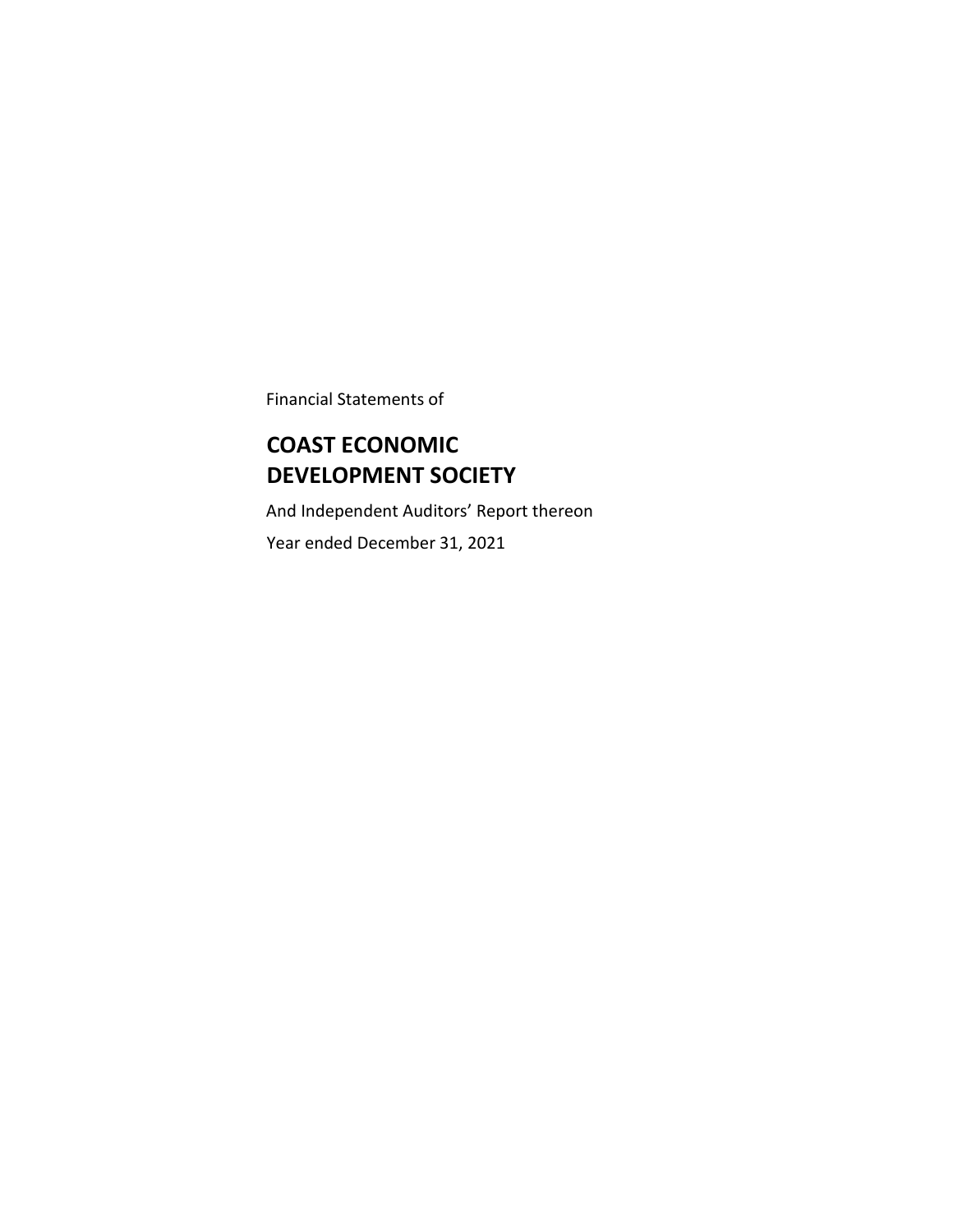Financial Statements of

# COAST ECONOMIC DEVELOPMENT SOCIETY

And Independent Auditors' Report thereon

Year ended December 31, 2021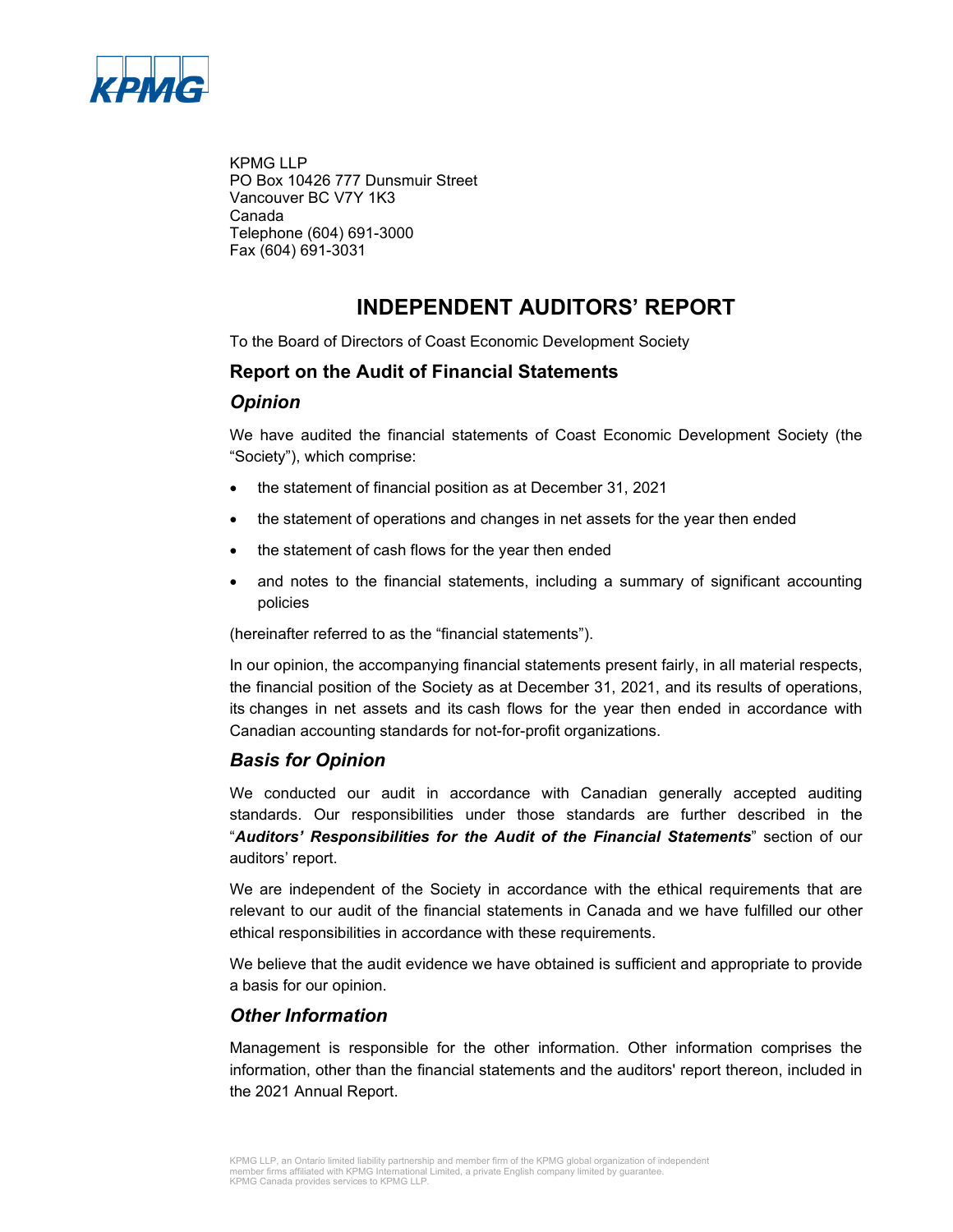KPMG LLP
PO Box 10426 777 Dunsmuir Street
Vancouver BC V7Y 1K3
Canada
Telephone (604) 691-3000
Fax (604) 691-3031

# INDEPENDENT AUDITORS' REPORT

To the Board of Directors of Coast Economic Development Society

## Report on the Audit of Financial Statements

### *Opinion*

We have audited the financial statements of Coast Economic Development Society (the "Society"), which comprise:

- the statement of financial position as at December 31, 2021
- the statement of operations and changes in net assets for the year then ended
- the statement of cash flows for the year then ended
- and notes to the financial statements, including a summary of significant accounting policies

(hereinafter referred to as the "financial statements").

In our opinion, the accompanying financial statements present fairly, in all material respects, the financial position of the Society as at December 31, 2021, and its results of operations, its changes in net assets and its cash flows for the year then ended in accordance with Canadian accounting standards for not-for-profit organizations.

### *Basis for Opinion*

We conducted our audit in accordance with Canadian generally accepted auditing standards. Our responsibilities under those standards are further described in the "***Auditors' Responsibilities for the Audit of the Financial Statements***" section of our auditors' report.

We are independent of the Society in accordance with the ethical requirements that are relevant to our audit of the financial statements in Canada and we have fulfilled our other ethical responsibilities in accordance with these requirements.

We believe that the audit evidence we have obtained is sufficient and appropriate to provide a basis for our opinion.

### *Other Information*

Management is responsible for the other information. Other information comprises the information, other than the financial statements and the auditors' report thereon, included in the 2021 Annual Report.

KPMG LLP, an Ontario limited liability partnership and member firm of the KPMG global organization of independent member firms affiliated with KPMG International Limited, a private English company limited by guarantee.
KPMG Canada provides services to KPMG LLP.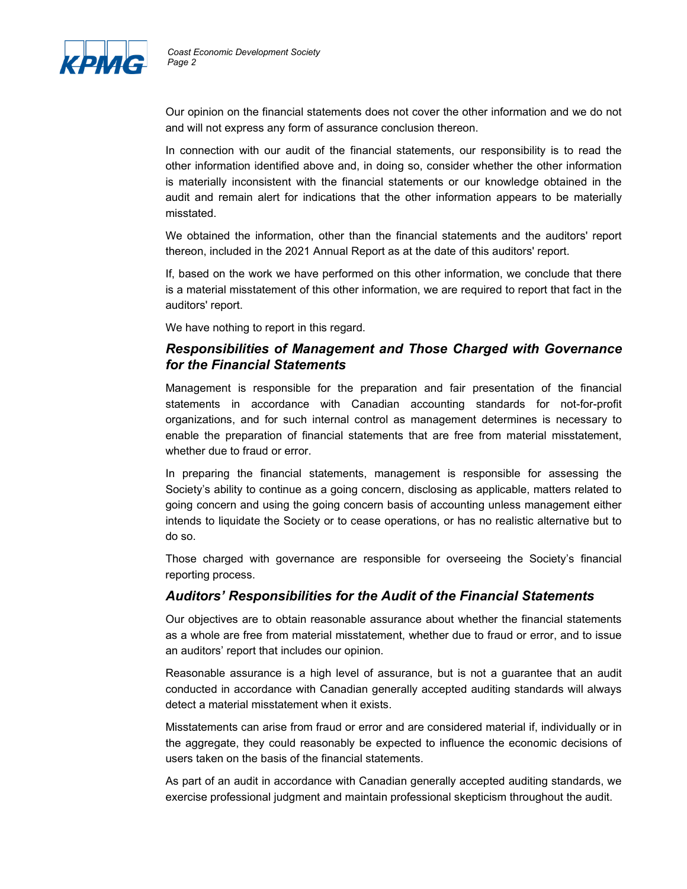Our opinion on the financial statements does not cover the other information and we do not and will not express any form of assurance conclusion thereon.

In connection with our audit of the financial statements, our responsibility is to read the other information identified above and, in doing so, consider whether the other information is materially inconsistent with the financial statements or our knowledge obtained in the audit and remain alert for indications that the other information appears to be materially misstated.

We obtained the information, other than the financial statements and the auditors' report thereon, included in the 2021 Annual Report as at the date of this auditors' report.

If, based on the work we have performed on this other information, we conclude that there is a material misstatement of this other information, we are required to report that fact in the auditors' report.

We have nothing to report in this regard.

## *Responsibilities of Management and Those Charged with Governance for the Financial Statements*

Management is responsible for the preparation and fair presentation of the financial statements in accordance with Canadian accounting standards for not-for-profit organizations, and for such internal control as management determines is necessary to enable the preparation of financial statements that are free from material misstatement, whether due to fraud or error.

In preparing the financial statements, management is responsible for assessing the Society's ability to continue as a going concern, disclosing as applicable, matters related to going concern and using the going concern basis of accounting unless management either intends to liquidate the Society or to cease operations, or has no realistic alternative but to do so.

Those charged with governance are responsible for overseeing the Society's financial reporting process.

## *Auditors' Responsibilities for the Audit of the Financial Statements*

Our objectives are to obtain reasonable assurance about whether the financial statements as a whole are free from material misstatement, whether due to fraud or error, and to issue an auditors' report that includes our opinion.

Reasonable assurance is a high level of assurance, but is not a guarantee that an audit conducted in accordance with Canadian generally accepted auditing standards will always detect a material misstatement when it exists.

Misstatements can arise from fraud or error and are considered material if, individually or in the aggregate, they could reasonably be expected to influence the economic decisions of users taken on the basis of the financial statements.

As part of an audit in accordance with Canadian generally accepted auditing standards, we exercise professional judgment and maintain professional skepticism throughout the audit.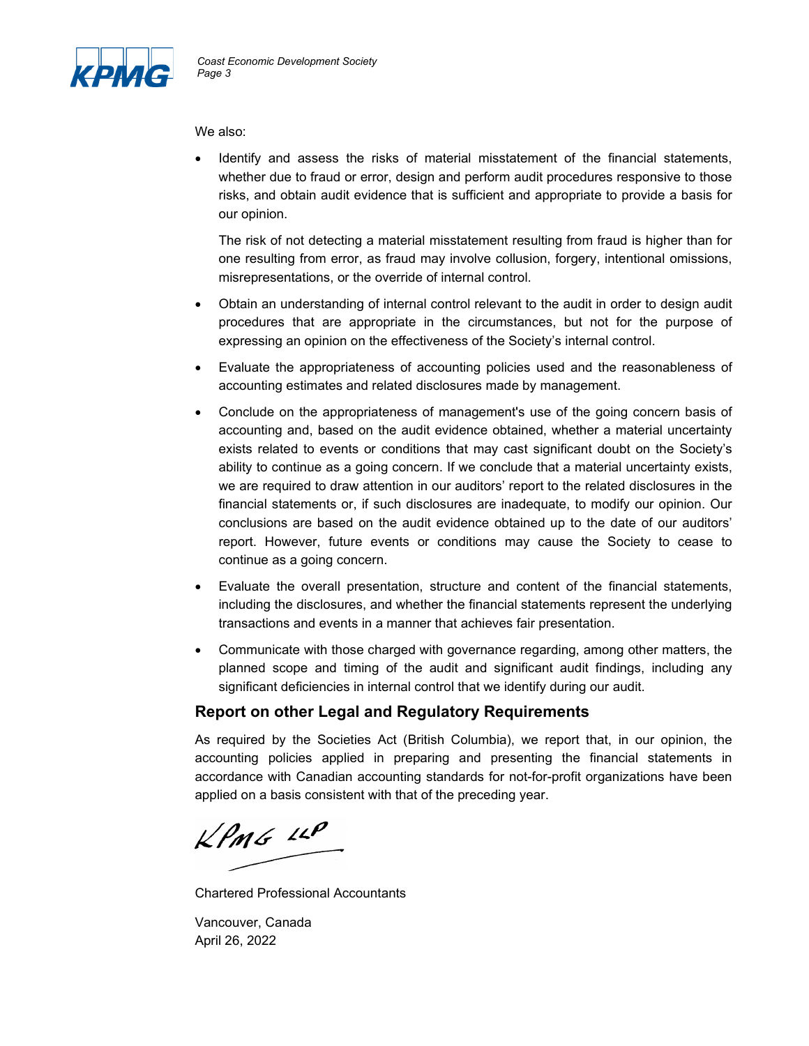We also:

- Identify and assess the risks of material misstatement of the financial statements, whether due to fraud or error, design and perform audit procedures responsive to those risks, and obtain audit evidence that is sufficient and appropriate to provide a basis for our opinion.

  The risk of not detecting a material misstatement resulting from fraud is higher than for one resulting from error, as fraud may involve collusion, forgery, intentional omissions, misrepresentations, or the override of internal control.

- Obtain an understanding of internal control relevant to the audit in order to design audit procedures that are appropriate in the circumstances, but not for the purpose of expressing an opinion on the effectiveness of the Society's internal control.

- Evaluate the appropriateness of accounting policies used and the reasonableness of accounting estimates and related disclosures made by management.

- Conclude on the appropriateness of management's use of the going concern basis of accounting and, based on the audit evidence obtained, whether a material uncertainty exists related to events or conditions that may cast significant doubt on the Society's ability to continue as a going concern. If we conclude that a material uncertainty exists, we are required to draw attention in our auditors' report to the related disclosures in the financial statements or, if such disclosures are inadequate, to modify our opinion. Our conclusions are based on the audit evidence obtained up to the date of our auditors' report. However, future events or conditions may cause the Society to cease to continue as a going concern.

- Evaluate the overall presentation, structure and content of the financial statements, including the disclosures, and whether the financial statements represent the underlying transactions and events in a manner that achieves fair presentation.

- Communicate with those charged with governance regarding, among other matters, the planned scope and timing of the audit and significant audit findings, including any significant deficiencies in internal control that we identify during our audit.

## Report on other Legal and Regulatory Requirements

As required by the Societies Act (British Columbia), we report that, in our opinion, the accounting policies applied in preparing and presenting the financial statements in accordance with Canadian accounting standards for not-for-profit organizations have been applied on a basis consistent with that of the preceding year.

KPMG LLP

Chartered Professional Accountants

Vancouver, Canada
April 26, 2022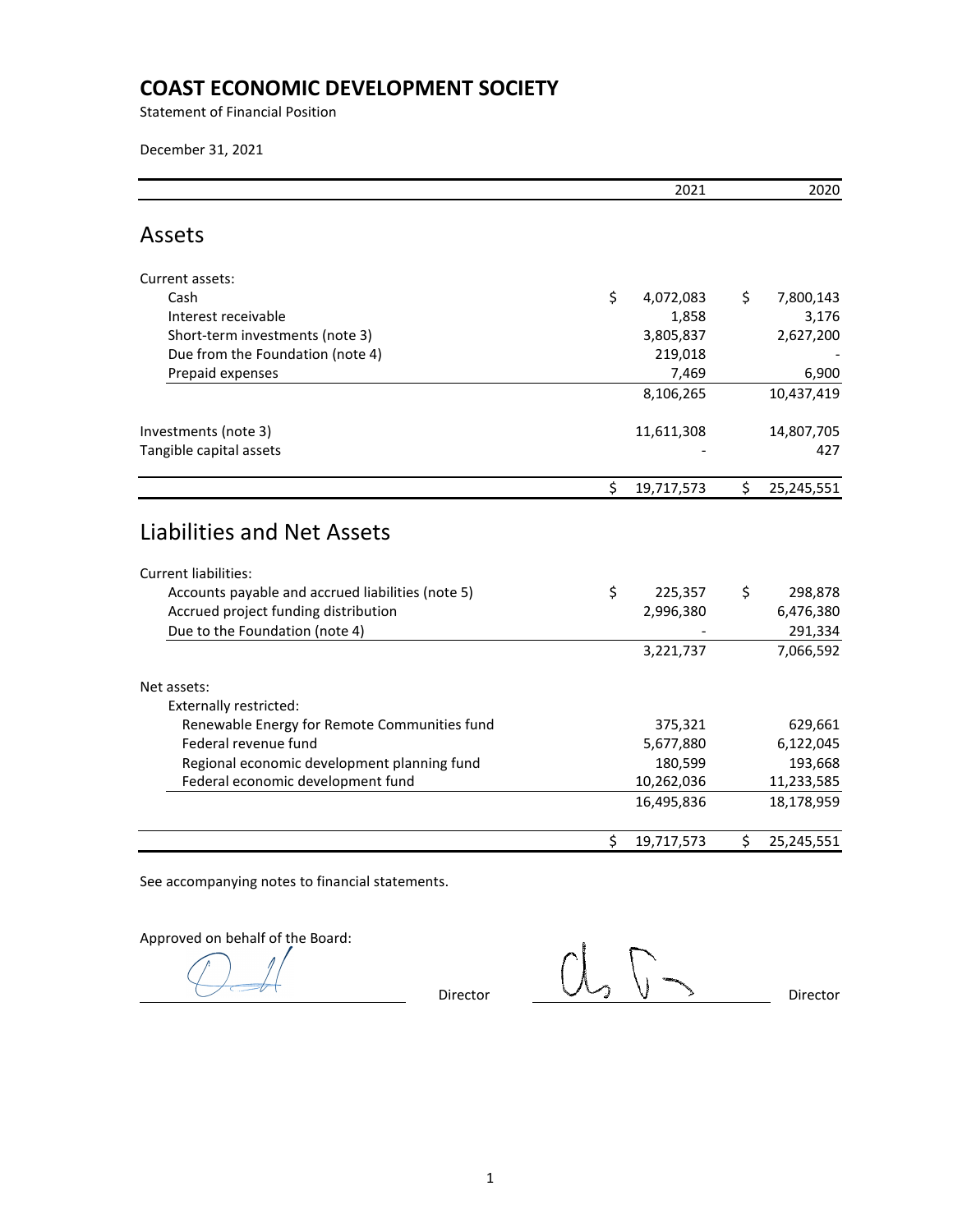# COAST ECONOMIC DEVELOPMENT SOCIETY

Statement of Financial Position

December 31, 2021

| | 2021 | 2020 |
|---|---|---|
| **Assets** | | |
| Current assets: | | |
| Cash | $ 4,072,083 | $ 7,800,143 |
| Interest receivable | 1,858 | 3,176 |
| Short-term investments (note 3) | 3,805,837 | 2,627,200 |
| Due from the Foundation (note 4) | 219,018 | - |
| Prepaid expenses | 7,469 | 6,900 |
| | 8,106,265 | 10,437,419 |
| Investments (note 3) | 11,611,308 | 14,807,705 |
| Tangible capital assets | - | 427 |
| | $ 19,717,573 | $ 25,245,551 |
| **Liabilities and Net Assets** | | |
| Current liabilities: | | |
| Accounts payable and accrued liabilities (note 5) | $ 225,357 | $ 298,878 |
| Accrued project funding distribution | 2,996,380 | 6,476,380 |
| Due to the Foundation (note 4) | - | 291,334 |
| | 3,221,737 | 7,066,592 |
| Net assets: | | |
| Externally restricted: | | |
| Renewable Energy for Remote Communities fund | 375,321 | 629,661 |
| Federal revenue fund | 5,677,880 | 6,122,045 |
| Regional economic development planning fund | 180,599 | 193,668 |
| Federal economic development fund | 10,262,036 | 11,233,585 |
| | 16,495,836 | 18,178,959 |
| | $ 19,717,573 | $ 25,245,551 |

See accompanying notes to financial statements.

Approved on behalf of the Board:

_______________________ Director _______________________ Director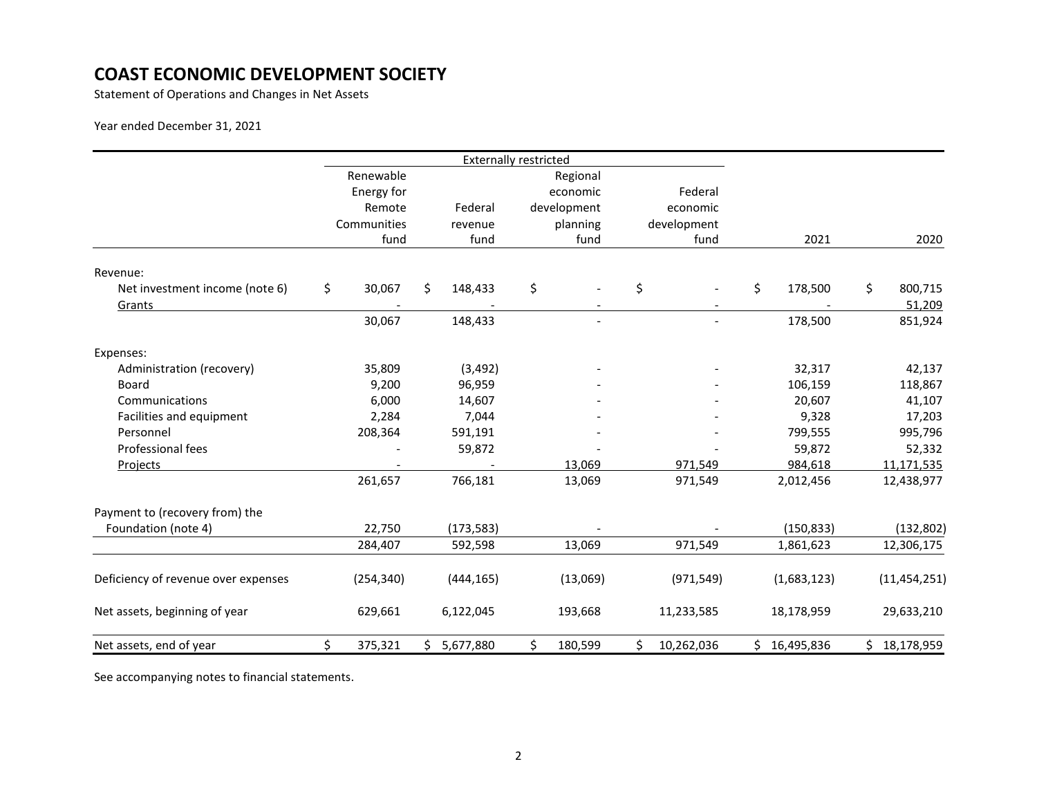# COAST ECONOMIC DEVELOPMENT SOCIETY

Statement of Operations and Changes in Net Assets

Year ended December 31, 2021

| | Externally restricted | | | | | |
|---|---|---|---|---|---|---|
| | Renewable Energy for Remote Communities fund | Federal revenue fund | Regional economic development planning fund | Federal economic development fund | 2021 | 2020 |
| Revenue: | | | | | | |
| Net investment income (note 6) | $ 30,067 | $ 148,433 | $ - | $ - | $ 178,500 | $ 800,715 |
| Grants | - | - | - | - | - | 51,209 |
| | 30,067 | 148,433 | - | - | 178,500 | 851,924 |
| Expenses: | | | | | | |
| Administration (recovery) | 35,809 | (3,492) | - | - | 32,317 | 42,137 |
| Board | 9,200 | 96,959 | - | - | 106,159 | 118,867 |
| Communications | 6,000 | 14,607 | - | - | 20,607 | 41,107 |
| Facilities and equipment | 2,284 | 7,044 | - | - | 9,328 | 17,203 |
| Personnel | 208,364 | 591,191 | - | - | 799,555 | 995,796 |
| Professional fees | - | 59,872 | - | - | 59,872 | 52,332 |
| Projects | - | - | 13,069 | 971,549 | 984,618 | 11,171,535 |
| | 261,657 | 766,181 | 13,069 | 971,549 | 2,012,456 | 12,438,977 |
| Payment to (recovery from) the Foundation (note 4) | 22,750 | (173,583) | - | - | (150,833) | (132,802) |
| | 284,407 | 592,598 | 13,069 | 971,549 | 1,861,623 | 12,306,175 |
| Deficiency of revenue over expenses | (254,340) | (444,165) | (13,069) | (971,549) | (1,683,123) | (11,454,251) |
| Net assets, beginning of year | 629,661 | 6,122,045 | 193,668 | 11,233,585 | 18,178,959 | 29,633,210 |
| Net assets, end of year | $ 375,321 | $ 5,677,880 | $ 180,599 | $ 10,262,036 | $ 16,495,836 | $ 18,178,959 |

See accompanying notes to financial statements.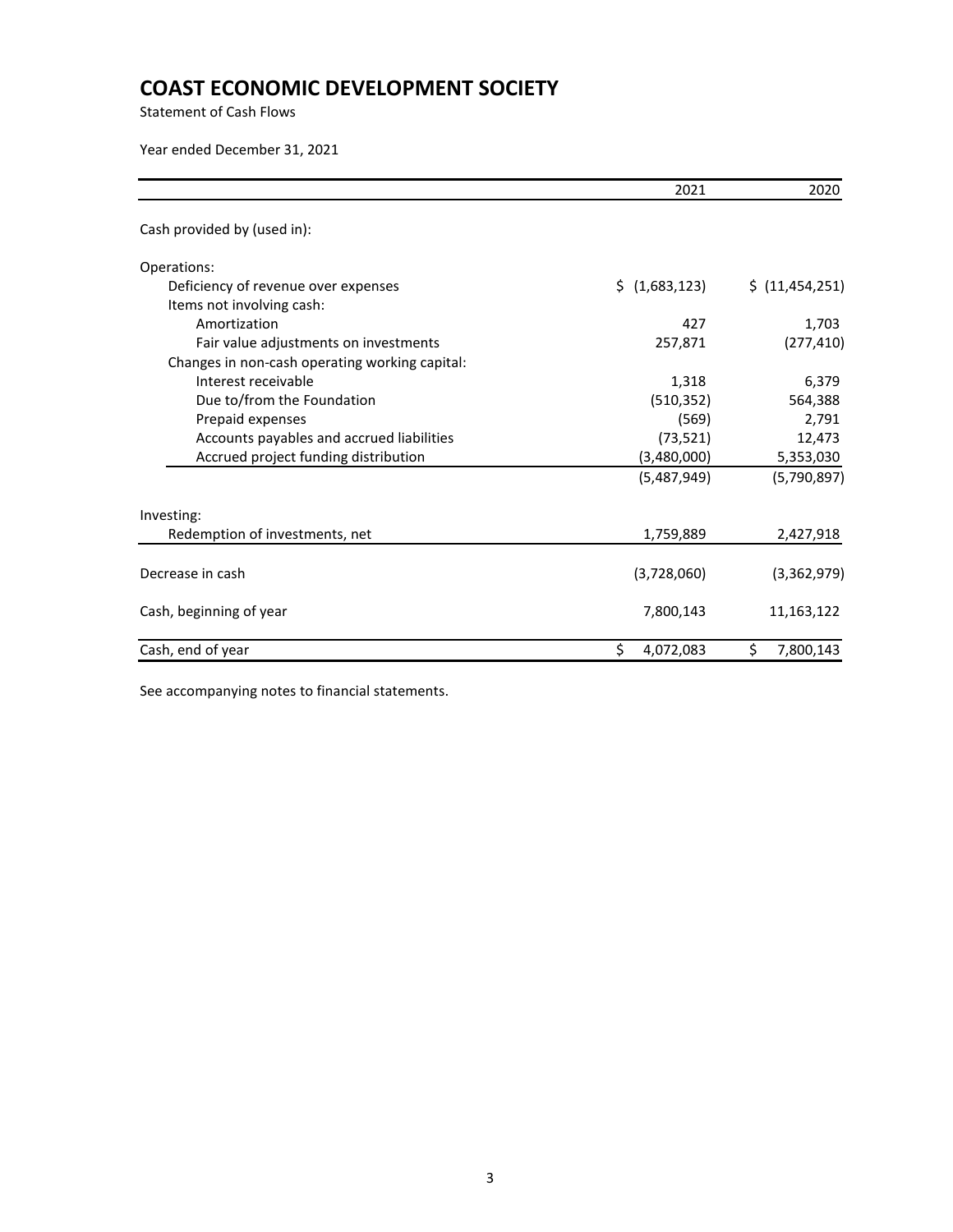# COAST ECONOMIC DEVELOPMENT SOCIETY

Statement of Cash Flows

Year ended December 31, 2021

| | 2021 | 2020 |
|---|---|---|
| Cash provided by (used in): | | |
| Operations: | | |
| Deficiency of revenue over expenses | $ (1,683,123) | $ (11,454,251) |
| Items not involving cash: | | |
| Amortization | 427 | 1,703 |
| Fair value adjustments on investments | 257,871 | (277,410) |
| Changes in non-cash operating working capital: | | |
| Interest receivable | 1,318 | 6,379 |
| Due to/from the Foundation | (510,352) | 564,388 |
| Prepaid expenses | (569) | 2,791 |
| Accounts payables and accrued liabilities | (73,521) | 12,473 |
| Accrued project funding distribution | (3,480,000) | 5,353,030 |
| | (5,487,949) | (5,790,897) |
| Investing: | | |
| Redemption of investments, net | 1,759,889 | 2,427,918 |
| Decrease in cash | (3,728,060) | (3,362,979) |
| Cash, beginning of year | 7,800,143 | 11,163,122 |
| Cash, end of year | $ 4,072,083 | $ 7,800,143 |

See accompanying notes to financial statements.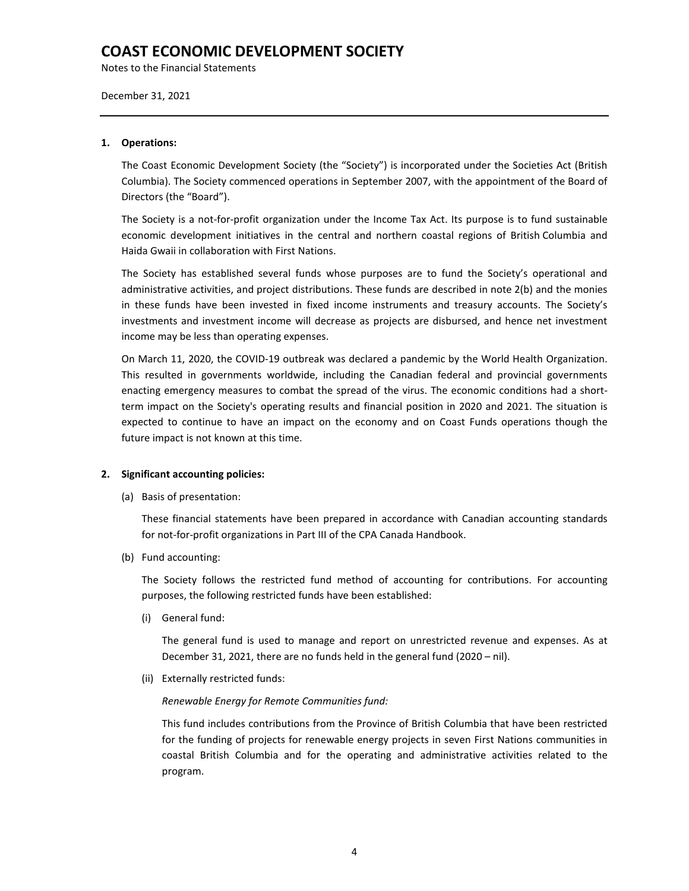# COAST ECONOMIC DEVELOPMENT SOCIETY

Notes to the Financial Statements

December 31, 2021

---

**1. Operations:**

The Coast Economic Development Society (the "Society") is incorporated under the Societies Act (British Columbia). The Society commenced operations in September 2007, with the appointment of the Board of Directors (the "Board").

The Society is a not-for-profit organization under the Income Tax Act. Its purpose is to fund sustainable economic development initiatives in the central and northern coastal regions of British Columbia and Haida Gwaii in collaboration with First Nations.

The Society has established several funds whose purposes are to fund the Society's operational and administrative activities, and project distributions. These funds are described in note 2(b) and the monies in these funds have been invested in fixed income instruments and treasury accounts. The Society's investments and investment income will decrease as projects are disbursed, and hence net investment income may be less than operating expenses.

On March 11, 2020, the COVID-19 outbreak was declared a pandemic by the World Health Organization. This resulted in governments worldwide, including the Canadian federal and provincial governments enacting emergency measures to combat the spread of the virus. The economic conditions had a short-term impact on the Society's operating results and financial position in 2020 and 2021. The situation is expected to continue to have an impact on the economy and on Coast Funds operations though the future impact is not known at this time.

**2. Significant accounting policies:**

(a) Basis of presentation:

These financial statements have been prepared in accordance with Canadian accounting standards for not-for-profit organizations in Part III of the CPA Canada Handbook.

(b) Fund accounting:

The Society follows the restricted fund method of accounting for contributions. For accounting purposes, the following restricted funds have been established:

(i) General fund:

The general fund is used to manage and report on unrestricted revenue and expenses. As at December 31, 2021, there are no funds held in the general fund (2020 – nil).

(ii) Externally restricted funds:

*Renewable Energy for Remote Communities fund:*

This fund includes contributions from the Province of British Columbia that have been restricted for the funding of projects for renewable energy projects in seven First Nations communities in coastal British Columbia and for the operating and administrative activities related to the program.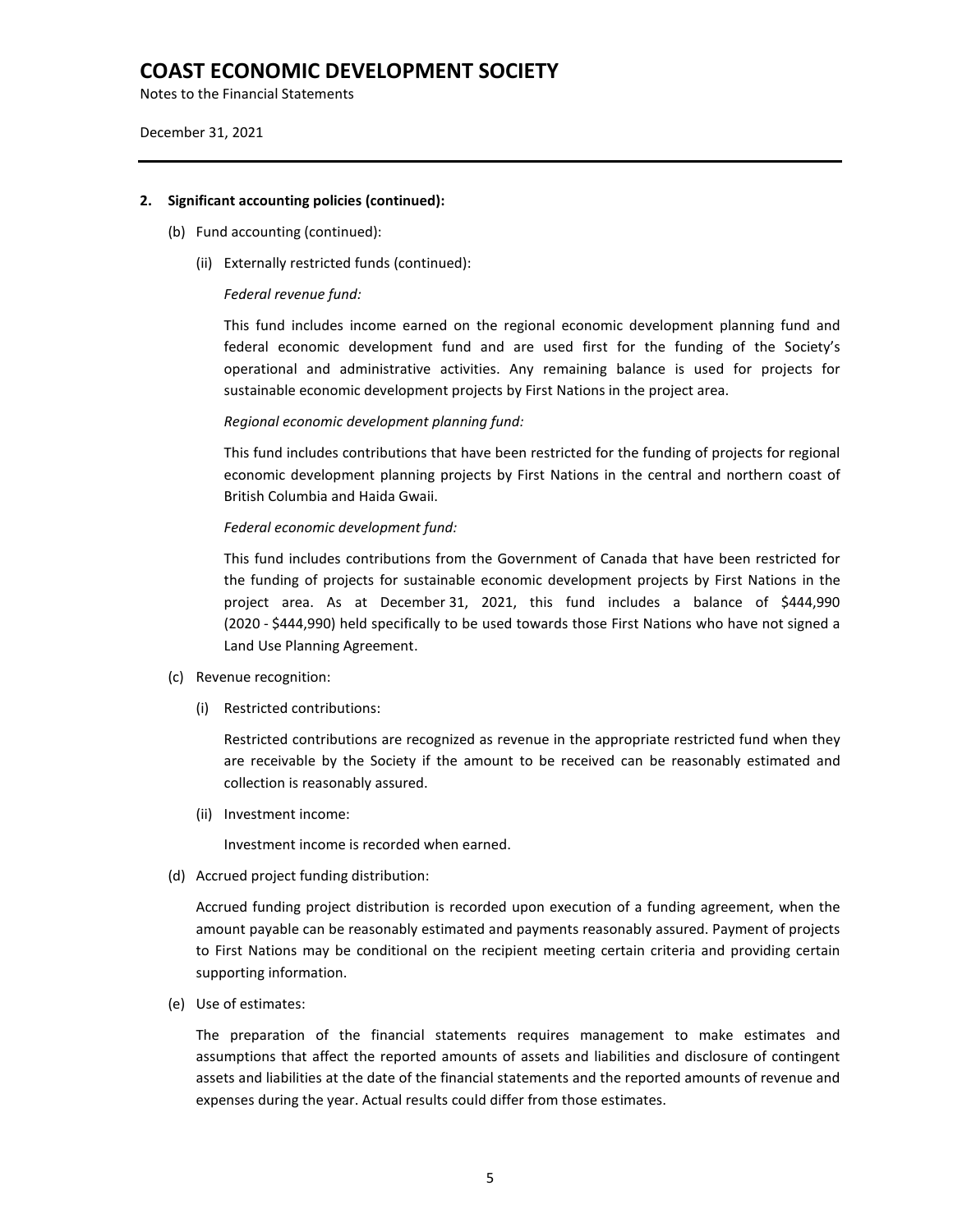# COAST ECONOMIC DEVELOPMENT SOCIETY

Notes to the Financial Statements

December 31, 2021

**2. Significant accounting policies (continued):**

(b) Fund accounting (continued):

(ii) Externally restricted funds (continued):

*Federal revenue fund:*

This fund includes income earned on the regional economic development planning fund and federal economic development fund and are used first for the funding of the Society's operational and administrative activities. Any remaining balance is used for projects for sustainable economic development projects by First Nations in the project area.

*Regional economic development planning fund:*

This fund includes contributions that have been restricted for the funding of projects for regional economic development planning projects by First Nations in the central and northern coast of British Columbia and Haida Gwaii.

*Federal economic development fund:*

This fund includes contributions from the Government of Canada that have been restricted for the funding of projects for sustainable economic development projects by First Nations in the project area. As at December 31, 2021, this fund includes a balance of $444,990 (2020 - $444,990) held specifically to be used towards those First Nations who have not signed a Land Use Planning Agreement.

(c) Revenue recognition:

(i) Restricted contributions:

Restricted contributions are recognized as revenue in the appropriate restricted fund when they are receivable by the Society if the amount to be received can be reasonably estimated and collection is reasonably assured.

(ii) Investment income:

Investment income is recorded when earned.

(d) Accrued project funding distribution:

Accrued funding project distribution is recorded upon execution of a funding agreement, when the amount payable can be reasonably estimated and payments reasonably assured. Payment of projects to First Nations may be conditional on the recipient meeting certain criteria and providing certain supporting information.

(e) Use of estimates:

The preparation of the financial statements requires management to make estimates and assumptions that affect the reported amounts of assets and liabilities and disclosure of contingent assets and liabilities at the date of the financial statements and the reported amounts of revenue and expenses during the year. Actual results could differ from those estimates.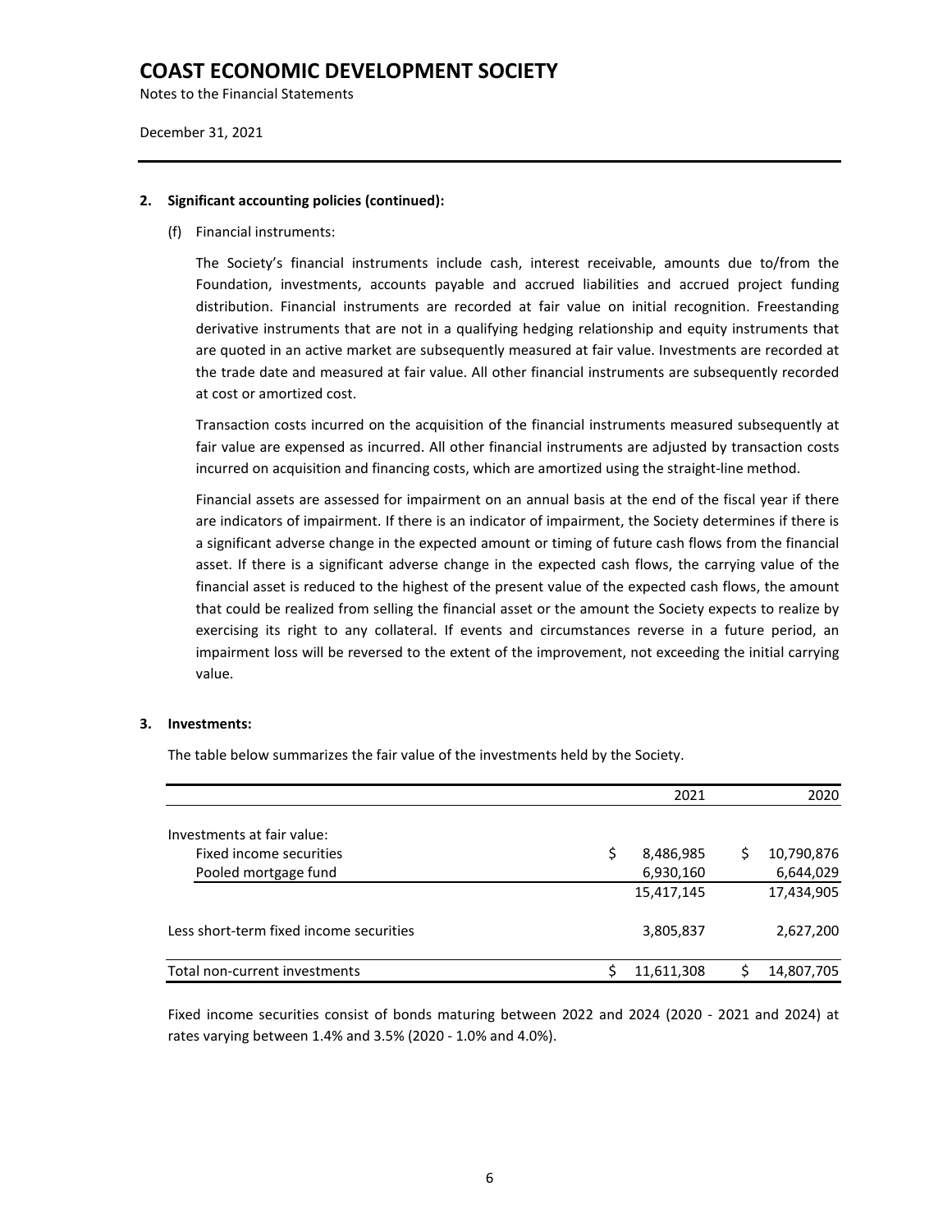# COAST ECONOMIC DEVELOPMENT SOCIETY

Notes to the Financial Statements

December 31, 2021

**2. Significant accounting policies (continued):**

(f) Financial instruments:

The Society's financial instruments include cash, interest receivable, amounts due to/from the Foundation, investments, accounts payable and accrued liabilities and accrued project funding distribution. Financial instruments are recorded at fair value on initial recognition. Freestanding derivative instruments that are not in a qualifying hedging relationship and equity instruments that are quoted in an active market are subsequently measured at fair value. Investments are recorded at the trade date and measured at fair value. All other financial instruments are subsequently recorded at cost or amortized cost.

Transaction costs incurred on the acquisition of the financial instruments measured subsequently at fair value are expensed as incurred. All other financial instruments are adjusted by transaction costs incurred on acquisition and financing costs, which are amortized using the straight-line method.

Financial assets are assessed for impairment on an annual basis at the end of the fiscal year if there are indicators of impairment. If there is an indicator of impairment, the Society determines if there is a significant adverse change in the expected amount or timing of future cash flows from the financial asset. If there is a significant adverse change in the expected cash flows, the carrying value of the financial asset is reduced to the highest of the present value of the expected cash flows, the amount that could be realized from selling the financial asset or the amount the Society expects to realize by exercising its right to any collateral. If events and circumstances reverse in a future period, an impairment loss will be reversed to the extent of the improvement, not exceeding the initial carrying value.

**3. Investments:**

The table below summarizes the fair value of the investments held by the Society.

| | 2021 | 2020 |
|---|---|---|
| Investments at fair value: | | |
| Fixed income securities | $ 8,486,985 | $ 10,790,876 |
| Pooled mortgage fund | 6,930,160 | 6,644,029 |
| | 15,417,145 | 17,434,905 |
| Less short-term fixed income securities | 3,805,837 | 2,627,200 |
| Total non-current investments | $ 11,611,308 | $ 14,807,705 |

Fixed income securities consist of bonds maturing between 2022 and 2024 (2020 - 2021 and 2024) at rates varying between 1.4% and 3.5% (2020 - 1.0% and 4.0%).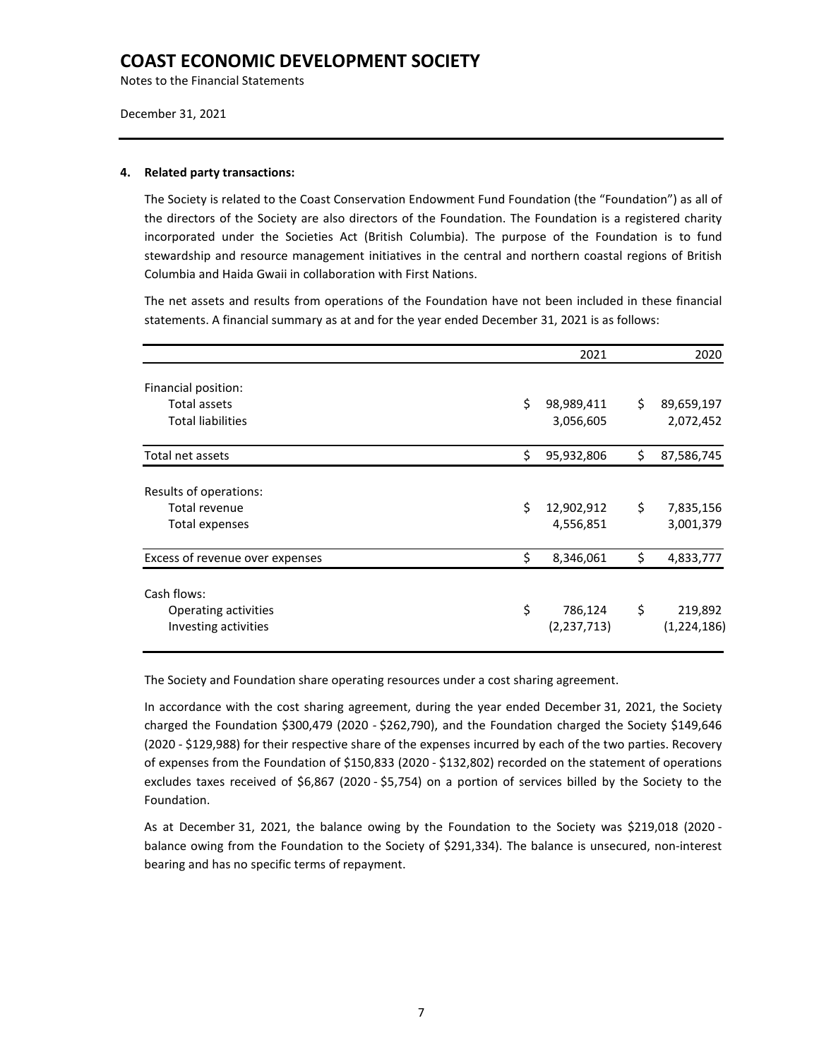# COAST ECONOMIC DEVELOPMENT SOCIETY

Notes to the Financial Statements

December 31, 2021

**4. Related party transactions:**

The Society is related to the Coast Conservation Endowment Fund Foundation (the "Foundation") as all of the directors of the Society are also directors of the Foundation. The Foundation is a registered charity incorporated under the Societies Act (British Columbia). The purpose of the Foundation is to fund stewardship and resource management initiatives in the central and northern coastal regions of British Columbia and Haida Gwaii in collaboration with First Nations.

The net assets and results from operations of the Foundation have not been included in these financial statements. A financial summary as at and for the year ended December 31, 2021 is as follows:

| | 2021 | 2020 |
|---|---|---|
| Financial position: | | |
| Total assets | $ 98,989,411 | $ 89,659,197 |
| Total liabilities | 3,056,605 | 2,072,452 |
| Total net assets | $ 95,932,806 | $ 87,586,745 |
| Results of operations: | | |
| Total revenue | $ 12,902,912 | $ 7,835,156 |
| Total expenses | 4,556,851 | 3,001,379 |
| Excess of revenue over expenses | $ 8,346,061 | $ 4,833,777 |
| Cash flows: | | |
| Operating activities | $ 786,124 | $ 219,892 |
| Investing activities | (2,237,713) | (1,224,186) |

The Society and Foundation share operating resources under a cost sharing agreement.

In accordance with the cost sharing agreement, during the year ended December 31, 2021, the Society charged the Foundation $300,479 (2020 - $262,790), and the Foundation charged the Society $149,646 (2020 - $129,988) for their respective share of the expenses incurred by each of the two parties. Recovery of expenses from the Foundation of $150,833 (2020 - $132,802) recorded on the statement of operations excludes taxes received of $6,867 (2020 - $5,754) on a portion of services billed by the Society to the Foundation.

As at December 31, 2021, the balance owing by the Foundation to the Society was $219,018 (2020 - balance owing from the Foundation to the Society of $291,334). The balance is unsecured, non-interest bearing and has no specific terms of repayment.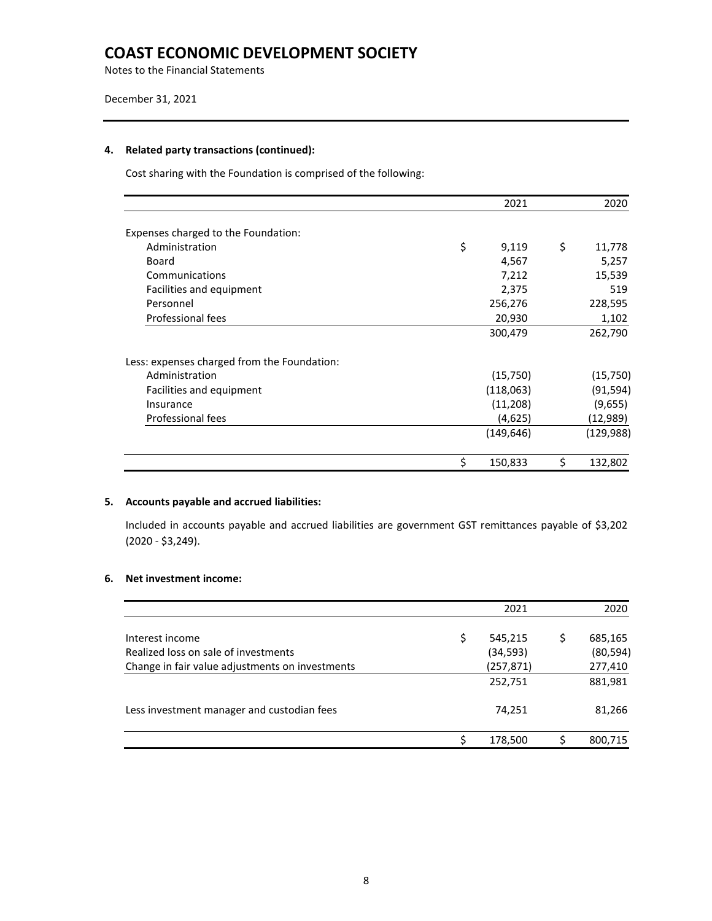# COAST ECONOMIC DEVELOPMENT SOCIETY

Notes to the Financial Statements

December 31, 2021

---

### 4. Related party transactions (continued):

Cost sharing with the Foundation is comprised of the following:

| | 2021 | 2020 |
|---|---|---|
| Expenses charged to the Foundation: | | |
| Administration | $ 9,119 | $ 11,778 |
| Board | 4,567 | 5,257 |
| Communications | 7,212 | 15,539 |
| Facilities and equipment | 2,375 | 519 |
| Personnel | 256,276 | 228,595 |
| Professional fees | 20,930 | 1,102 |
| | 300,479 | 262,790 |
| Less: expenses charged from the Foundation: | | |
| Administration | (15,750) | (15,750) |
| Facilities and equipment | (118,063) | (91,594) |
| Insurance | (11,208) | (9,655) |
| Professional fees | (4,625) | (12,989) |
| | (149,646) | (129,988) |
| | $ 150,833 | $ 132,802 |

### 5. Accounts payable and accrued liabilities:

Included in accounts payable and accrued liabilities are government GST remittances payable of $3,202 (2020 - $3,249).

### 6. Net investment income:

| | 2021 | 2020 |
|---|---|---|
| Interest income | $ 545,215 | $ 685,165 |
| Realized loss on sale of investments | (34,593) | (80,594) |
| Change in fair value adjustments on investments | (257,871) | 277,410 |
| | 252,751 | 881,981 |
| Less investment manager and custodian fees | 74,251 | 81,266 |
| | $ 178,500 | $ 800,715 |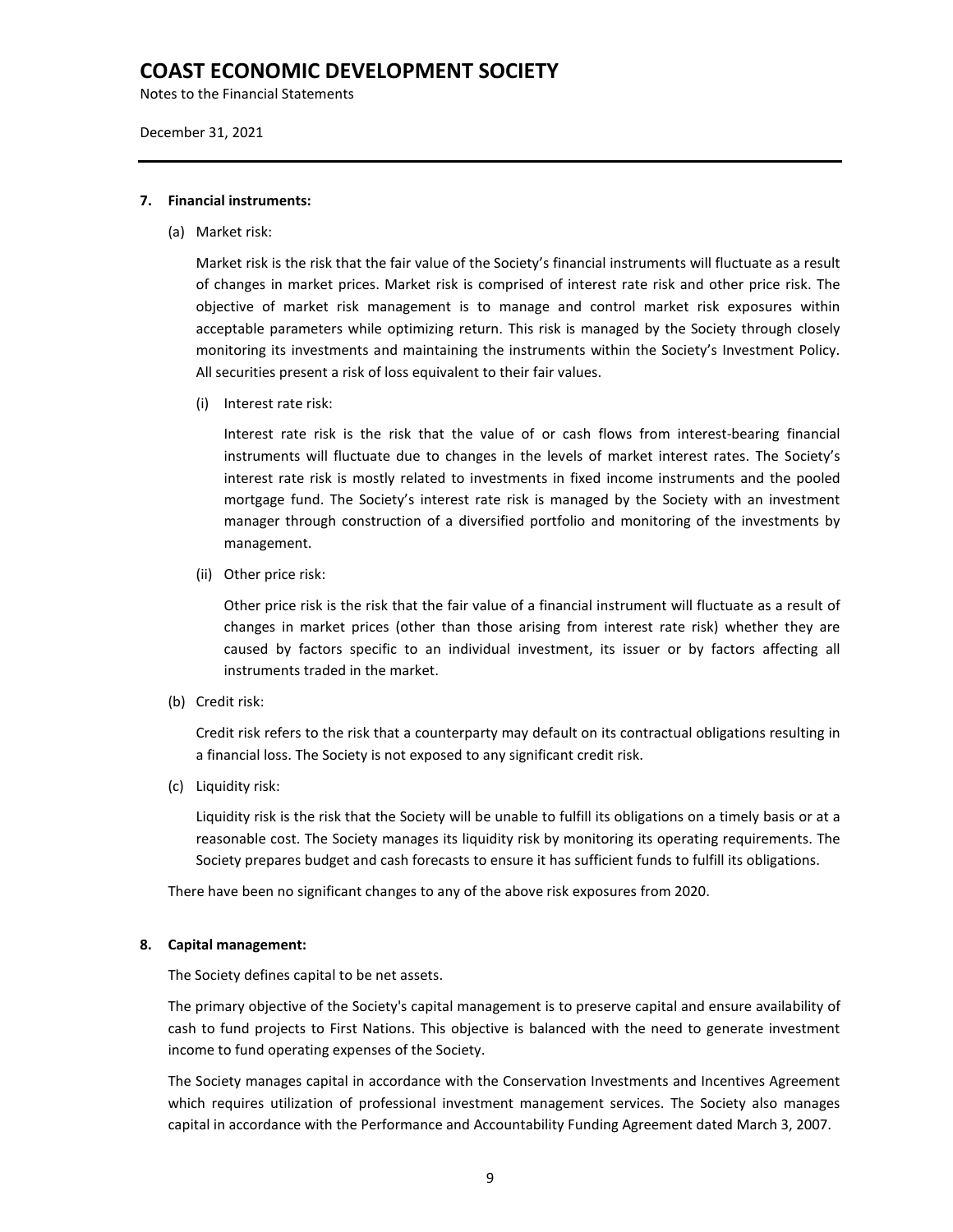# COAST ECONOMIC DEVELOPMENT SOCIETY

Notes to the Financial Statements

December 31, 2021

## 7. Financial instruments:

(a) Market risk:

Market risk is the risk that the fair value of the Society's financial instruments will fluctuate as a result of changes in market prices. Market risk is comprised of interest rate risk and other price risk. The objective of market risk management is to manage and control market risk exposures within acceptable parameters while optimizing return. This risk is managed by the Society through closely monitoring its investments and maintaining the instruments within the Society's Investment Policy. All securities present a risk of loss equivalent to their fair values.

(i) Interest rate risk:

Interest rate risk is the risk that the value of or cash flows from interest-bearing financial instruments will fluctuate due to changes in the levels of market interest rates. The Society's interest rate risk is mostly related to investments in fixed income instruments and the pooled mortgage fund. The Society's interest rate risk is managed by the Society with an investment manager through construction of a diversified portfolio and monitoring of the investments by management.

(ii) Other price risk:

Other price risk is the risk that the fair value of a financial instrument will fluctuate as a result of changes in market prices (other than those arising from interest rate risk) whether they are caused by factors specific to an individual investment, its issuer or by factors affecting all instruments traded in the market.

(b) Credit risk:

Credit risk refers to the risk that a counterparty may default on its contractual obligations resulting in a financial loss. The Society is not exposed to any significant credit risk.

(c) Liquidity risk:

Liquidity risk is the risk that the Society will be unable to fulfill its obligations on a timely basis or at a reasonable cost. The Society manages its liquidity risk by monitoring its operating requirements. The Society prepares budget and cash forecasts to ensure it has sufficient funds to fulfill its obligations.

There have been no significant changes to any of the above risk exposures from 2020.

## 8. Capital management:

The Society defines capital to be net assets.

The primary objective of the Society's capital management is to preserve capital and ensure availability of cash to fund projects to First Nations. This objective is balanced with the need to generate investment income to fund operating expenses of the Society.

The Society manages capital in accordance with the Conservation Investments and Incentives Agreement which requires utilization of professional investment management services. The Society also manages capital in accordance with the Performance and Accountability Funding Agreement dated March 3, 2007.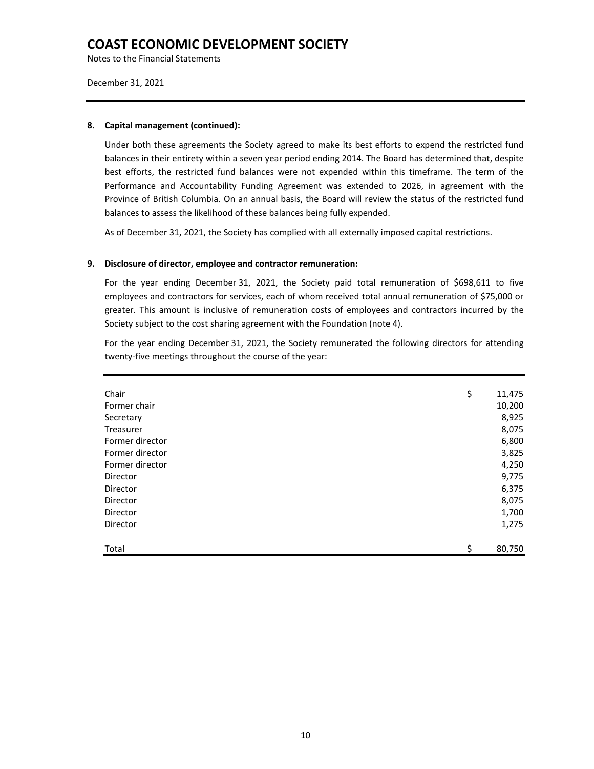# COAST ECONOMIC DEVELOPMENT SOCIETY

Notes to the Financial Statements

December 31, 2021

**8. Capital management (continued):**

Under both these agreements the Society agreed to make its best efforts to expend the restricted fund balances in their entirety within a seven year period ending 2014. The Board has determined that, despite best efforts, the restricted fund balances were not expended within this timeframe. The term of the Performance and Accountability Funding Agreement was extended to 2026, in agreement with the Province of British Columbia. On an annual basis, the Board will review the status of the restricted fund balances to assess the likelihood of these balances being fully expended.

As of December 31, 2021, the Society has complied with all externally imposed capital restrictions.

**9. Disclosure of director, employee and contractor remuneration:**

For the year ending December 31, 2021, the Society paid total remuneration of $698,611 to five employees and contractors for services, each of whom received total annual remuneration of $75,000 or greater. This amount is inclusive of remuneration costs of employees and contractors incurred by the Society subject to the cost sharing agreement with the Foundation (note 4).

For the year ending December 31, 2021, the Society remunerated the following directors for attending twenty-five meetings throughout the course of the year:

| | |
|---|---|
| Chair | $ 11,475 |
| Former chair | 10,200 |
| Secretary | 8,925 |
| Treasurer | 8,075 |
| Former director | 6,800 |
| Former director | 3,825 |
| Former director | 4,250 |
| Director | 9,775 |
| Director | 6,375 |
| Director | 8,075 |
| Director | 1,700 |
| Director | 1,275 |
| Total | $ 80,750 |